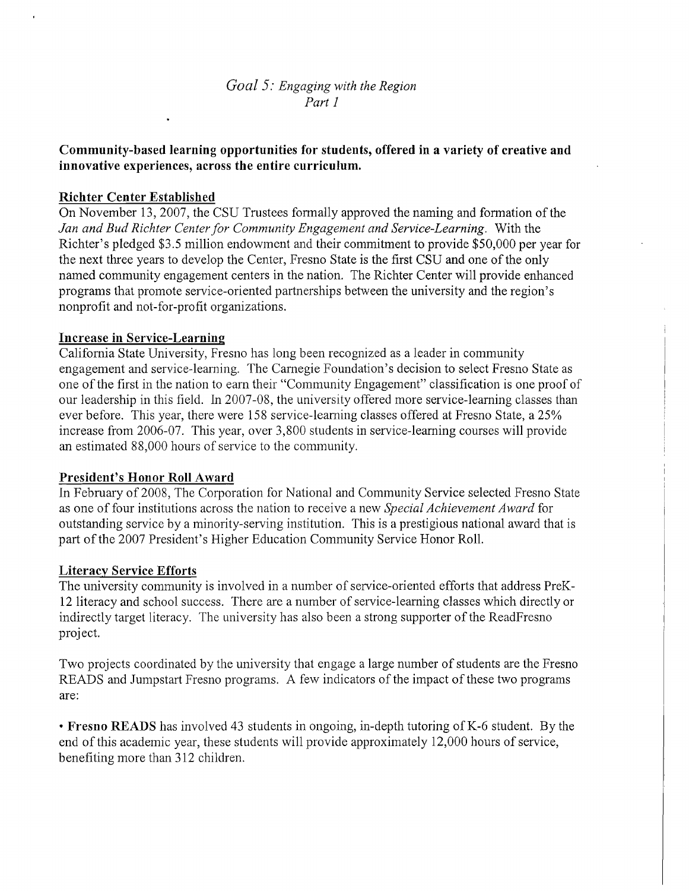*Goal 5: Engaging with the Region*
*Part 1*

**Community-based learning opportunities for students, offered in a variety of creative and innovative experiences, across the entire curriculum.**

**Richter Center Established**

On November 13, 2007, the CSU Trustees formally approved the naming and formation of the *Jan and Bud Richter Center for Community Engagement and Service-Learning*. With the Richter's pledged $3.5 million endowment and their commitment to provide $50,000 per year for the next three years to develop the Center, Fresno State is the first CSU and one of the only named community engagement centers in the nation. The Richter Center will provide enhanced programs that promote service-oriented partnerships between the university and the region's nonprofit and not-for-profit organizations.

**Increase in Service-Learning**

California State University, Fresno has long been recognized as a leader in community engagement and service-learning. The Carnegie Foundation's decision to select Fresno State as one of the first in the nation to earn their "Community Engagement" classification is one proof of our leadership in this field. In 2007-08, the university offered more service-learning classes than ever before. This year, there were 158 service-learning classes offered at Fresno State, a 25% increase from 2006-07. This year, over 3,800 students in service-learning courses will provide an estimated 88,000 hours of service to the community.

**President's Honor Roll Award**

In February of 2008, The Corporation for National and Community Service selected Fresno State as one of four institutions across the nation to receive a new *Special Achievement Award* for outstanding service by a minority-serving institution. This is a prestigious national award that is part of the 2007 President's Higher Education Community Service Honor Roll.

**Literacy Service Efforts**

The university community is involved in a number of service-oriented efforts that address PreK-12 literacy and school success. There are a number of service-learning classes which directly or indirectly target literacy. The university has also been a strong supporter of the ReadFresno project.

Two projects coordinated by the university that engage a large number of students are the Fresno READS and Jumpstart Fresno programs. A few indicators of the impact of these two programs are:

- **Fresno READS** has involved 43 students in ongoing, in-depth tutoring of K-6 student. By the end of this academic year, these students will provide approximately 12,000 hours of service, benefiting more than 312 children.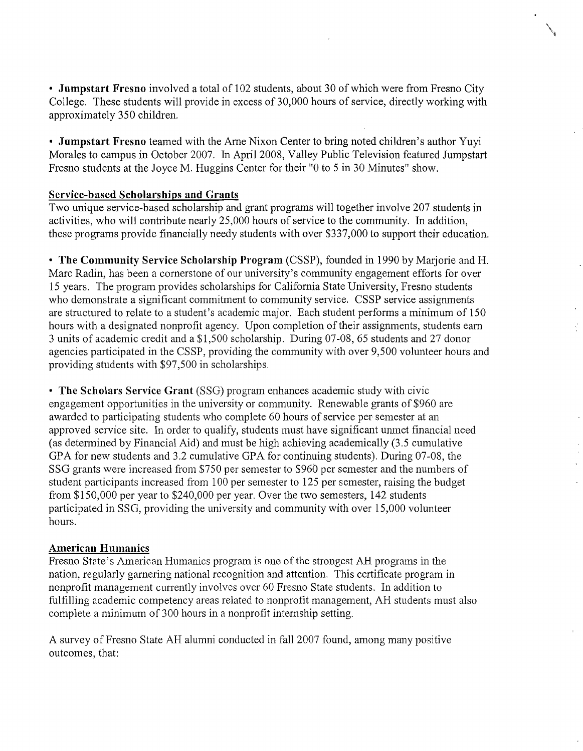• **Jumpstart Fresno** involved a total of 102 students, about 30 of which were from Fresno City College. These students will provide in excess of 30,000 hours of service, directly working with approximately 350 children.

• **Jumpstart Fresno** teamed with the Arne Nixon Center to bring noted children's author Yuyi Morales to campus in October 2007. In April 2008, Valley Public Television featured Jumpstart Fresno students at the Joyce M. Huggins Center for their "0 to 5 in 30 Minutes" show.

**Service-based Scholarships and Grants**

Two unique service-based scholarship and grant programs will together involve 207 students in activities, who will contribute nearly 25,000 hours of service to the community. In addition, these programs provide financially needy students with over $337,000 to support their education.

• **The Community Service Scholarship Program** (CSSP), founded in 1990 by Marjorie and H. Marc Radin, has been a cornerstone of our university's community engagement efforts for over 15 years. The program provides scholarships for California State University, Fresno students who demonstrate a significant commitment to community service. CSSP service assignments are structured to relate to a student's academic major. Each student performs a minimum of 150 hours with a designated nonprofit agency. Upon completion of their assignments, students earn 3 units of academic credit and a $1,500 scholarship. During 07-08, 65 students and 27 donor agencies participated in the CSSP, providing the community with over 9,500 volunteer hours and providing students with $97,500 in scholarships.

• **The Scholars Service Grant** (SSG) program enhances academic study with civic engagement opportunities in the university or community. Renewable grants of $960 are awarded to participating students who complete 60 hours of service per semester at an approved service site. In order to qualify, students must have significant unmet financial need (as determined by Financial Aid) and must be high achieving academically (3.5 cumulative GPA for new students and 3.2 cumulative GPA for continuing students). During 07-08, the SSG grants were increased from $750 per semester to $960 per semester and the numbers of student participants increased from 100 per semester to 125 per semester, raising the budget from $150,000 per year to $240,000 per year. Over the two semesters, 142 students participated in SSG, providing the university and community with over 15,000 volunteer hours.

**American Humanics**

Fresno State's American Humanics program is one of the strongest AH programs in the nation, regularly garnering national recognition and attention. This certificate program in nonprofit management currently involves over 60 Fresno State students. In addition to fulfilling academic competency areas related to nonprofit management, AH students must also complete a minimum of 300 hours in a nonprofit internship setting.

A survey of Fresno State AH alumni conducted in fall 2007 found, among many positive outcomes, that: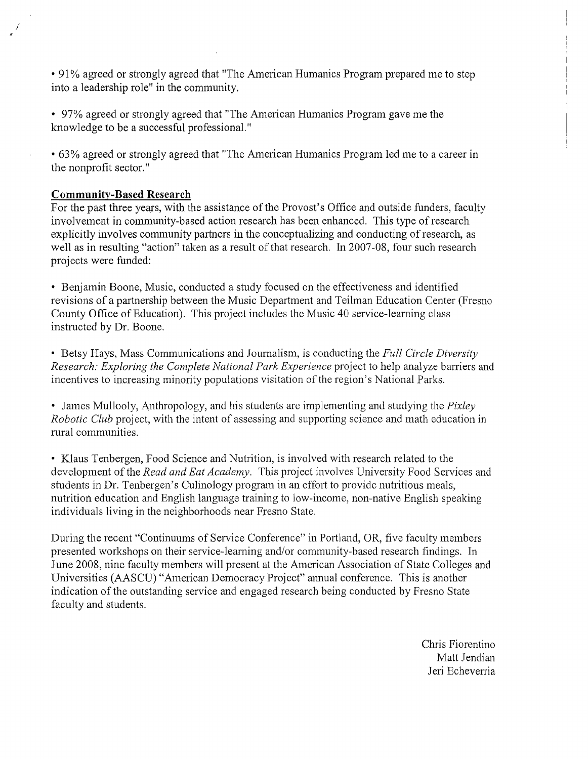- 91% agreed or strongly agreed that "The American Humanics Program prepared me to step into a leadership role" in the community.

- 97% agreed or strongly agreed that "The American Humanics Program gave me the knowledge to be a successful professional."

- 63% agreed or strongly agreed that "The American Humanics Program led me to a career in the nonprofit sector."

**Community-Based Research**

For the past three years, with the assistance of the Provost's Office and outside funders, faculty involvement in community-based action research has been enhanced. This type of research explicitly involves community partners in the conceptualizing and conducting of research, as well as in resulting "action" taken as a result of that research. In 2007-08, four such research projects were funded:

- Benjamin Boone, Music, conducted a study focused on the effectiveness and identified revisions of a partnership between the Music Department and Teilman Education Center (Fresno County Office of Education). This project includes the Music 40 service-learning class instructed by Dr. Boone.

- Betsy Hays, Mass Communications and Journalism, is conducting the *Full Circle Diversity Research: Exploring the Complete National Park Experience* project to help analyze barriers and incentives to increasing minority populations visitation of the region's National Parks.

- James Mullooly, Anthropology, and his students are implementing and studying the *Pixley Robotic Club* project, with the intent of assessing and supporting science and math education in rural communities.

- Klaus Tenbergen, Food Science and Nutrition, is involved with research related to the development of the *Read and Eat Academy*. This project involves University Food Services and students in Dr. Tenbergen's Culinology program in an effort to provide nutritious meals, nutrition education and English language training to low-income, non-native English speaking individuals living in the neighborhoods near Fresno State.

During the recent "Continuums of Service Conference" in Portland, OR, five faculty members presented workshops on their service-learning and/or community-based research findings. In June 2008, nine faculty members will present at the American Association of State Colleges and Universities (AASCU) "American Democracy Project" annual conference. This is another indication of the outstanding service and engaged research being conducted by Fresno State faculty and students.

Chris Fiorentino
Matt Jendian
Jeri Echeverria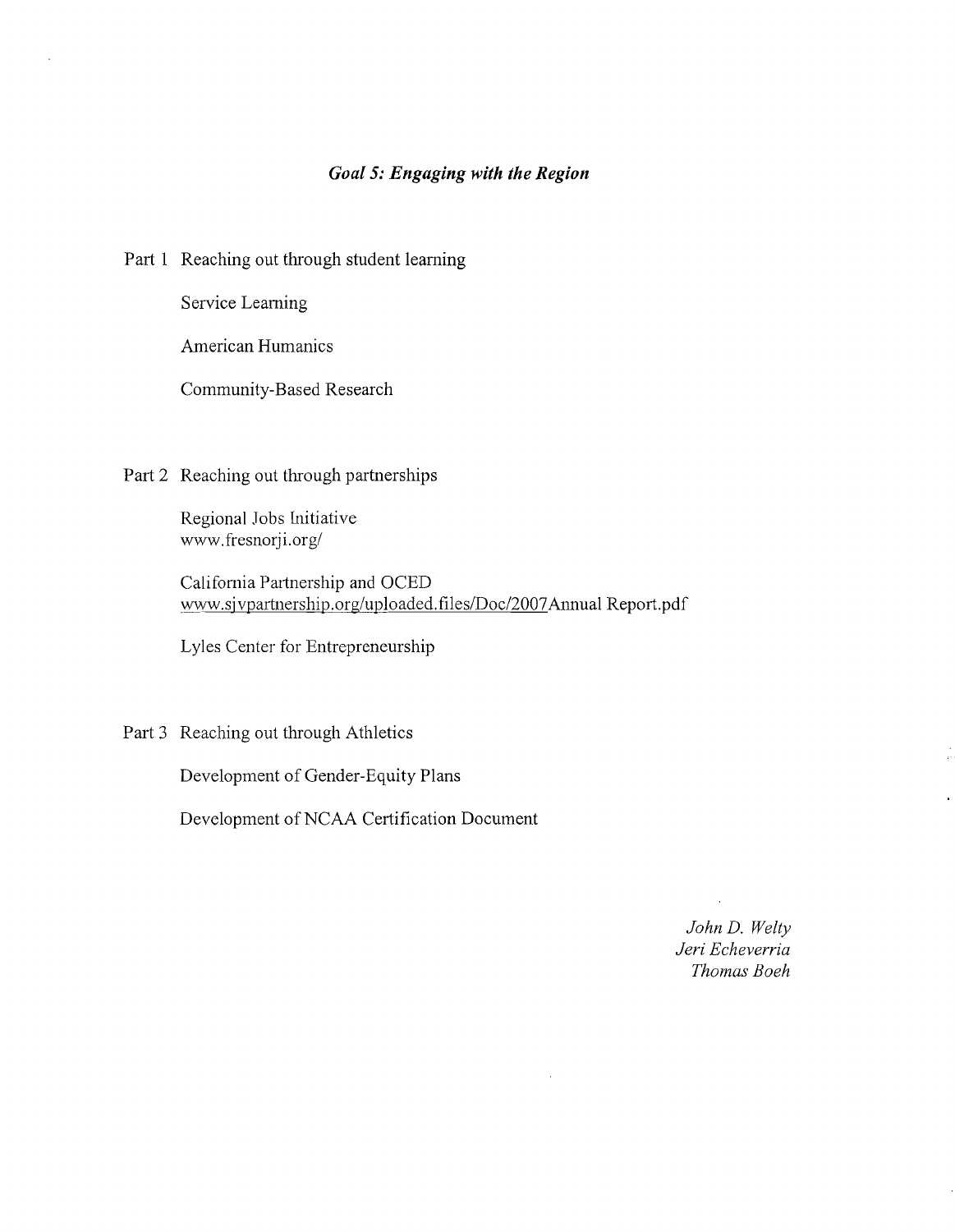### *Goal 5: Engaging with the Region*

Part 1 Reaching out through student learning

Service Learning

American Humanics

Community-Based Research

Part 2 Reaching out through partnerships

Regional Jobs Initiative
www.fresnorji.org/

California Partnership and OCED
www.sjvpartnership.org/uploaded.files/Doc/2007Annual Report.pdf

Lyles Center for Entrepreneurship

Part 3 Reaching out through Athletics

Development of Gender-Equity Plans

Development of NCAA Certification Document

*John D. Welty*
*Jeri Echeverria*
*Thomas Boeh*